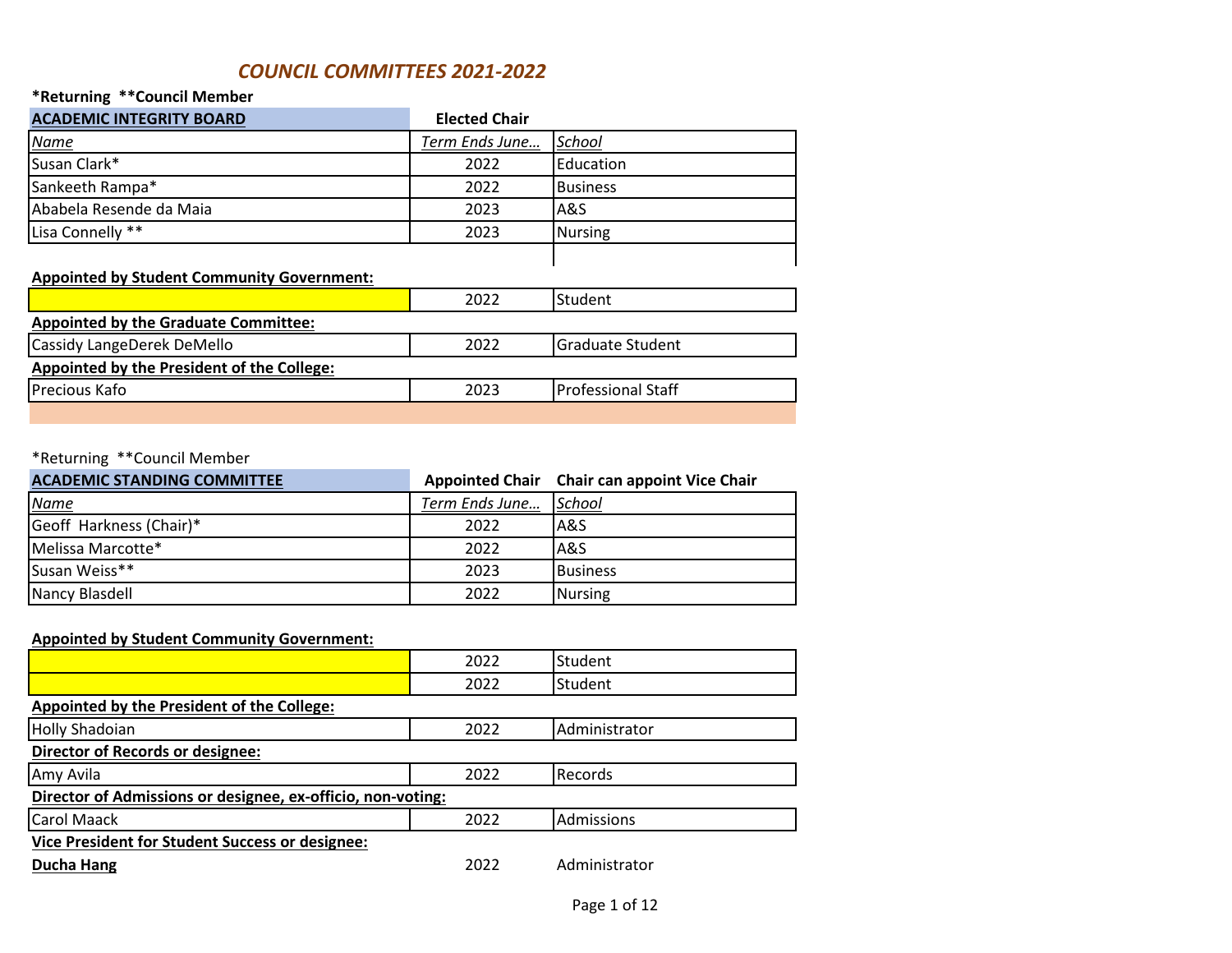# COUNCIL COMMITTEES 2021-2022

**\*Returning \*\*Council Member**

## ACADEMIC INTEGRITY BOARD

**Elected Chair**

| Name | Term Ends June… | School |
|---|---|---|
| Susan Clark* | 2022 | Education |
| Sankeeth Rampa* | 2022 | Business |
| Ababela Resende da Maia | 2023 | A&S |
| Lisa Connelly ** | 2023 | Nursing |
| | | |
| **Appointed by Student Community Government:** | | |
| | 2022 | Student |
| **Appointed by the Graduate Committee:** | | |
| Cassidy LangeDerek DeMello | 2022 | Graduate Student |
| **Appointed by the President of the College:** | | |
| Precious Kafo | 2023 | Professional Staff |

\*Returning \*\*Council Member

## ACADEMIC STANDING COMMITTEE

**Appointed Chair** **Chair can appoint Vice Chair**

| Name | Term Ends June… | School |
|---|---|---|
| Geoff Harkness (Chair)* | 2022 | A&S |
| Melissa Marcotte* | 2022 | A&S |
| Susan Weiss** | 2023 | Business |
| Nancy Blasdell | 2022 | Nursing |
| **Appointed by Student Community Government:** | | |
| | 2022 | Student |
| | 2022 | Student |
| **Appointed by the President of the College:** | | |
| Holly Shadoian | 2022 | Administrator |
| **Director of Records or designee:** | | |
| Amy Avila | 2022 | Records |
| **Director of Admissions or designee, ex-officio, non-voting:** | | |
| Carol Maack | 2022 | Admissions |
| **Vice President for Student Success or designee:** | | |
| **Ducha Hang** | 2022 | Administrator |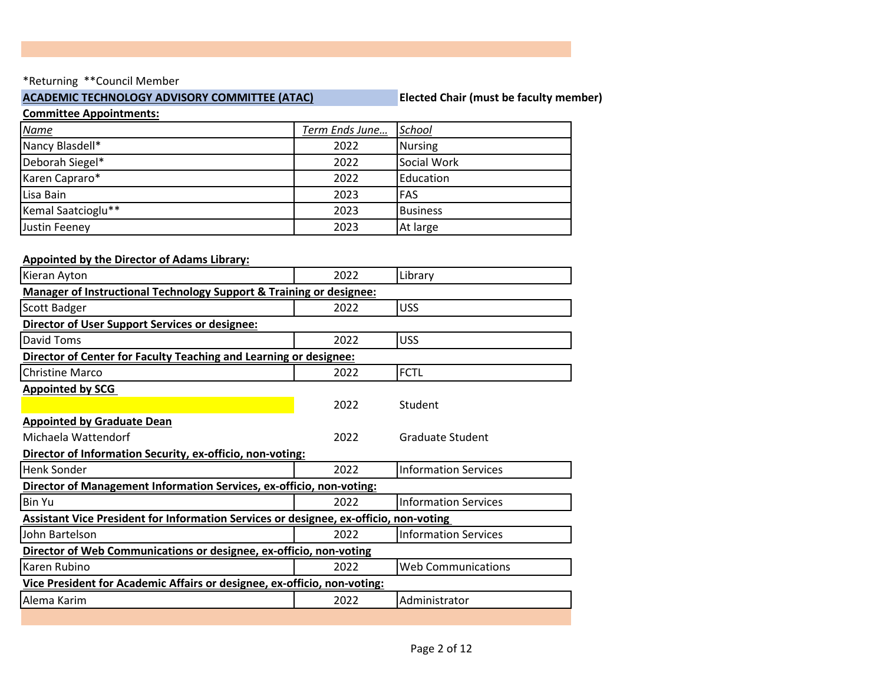*Returning **Council Member

## ACADEMIC TECHNOLOGY ADVISORY COMMITTEE (ATAC)

**Elected Chair (must be faculty member)**

**Committee Appointments:**

| *Name* | *Term Ends June…* | *School* |
|---|---|---|
| Nancy Blasdell* | 2022 | Nursing |
| Deborah Siegel* | 2022 | Social Work |
| Karen Capraro* | 2022 | Education |
| Lisa Bain | 2023 | FAS |
| Kemal Saatcioglu** | 2023 | Business |
| Justin Feeney | 2023 | At large |

**Appointed by the Director of Adams Library:**

| | | |
|---|---|---|
| Kieran Ayton | 2022 | Library |

**Manager of Instructional Technology Support & Training or designee:**

| | | |
|---|---|---|
| Scott Badger | 2022 | USS |

**Director of User Support Services or designee:**

| | | |
|---|---|---|
| David Toms | 2022 | USS |

**Director of Center for Faculty Teaching and Learning or designee:**

| | | |
|---|---|---|
| Christine Marco | 2022 | FCTL |

**Appointed by SCG**

| | | |
|---|---|---|
| | 2022 | Student |

**Appointed by Graduate Dean**

| | | |
|---|---|---|
| Michaela Wattendorf | 2022 | Graduate Student |

**Director of Information Security, ex-officio, non-voting:**

| | | |
|---|---|---|
| Henk Sonder | 2022 | Information Services |

**Director of Management Information Services, ex-officio, non-voting:**

| | | |
|---|---|---|
| Bin Yu | 2022 | Information Services |

**Assistant Vice President for Information Services or designee, ex-officio, non-voting**

| | | |
|---|---|---|
| John Bartelson | 2022 | Information Services |

**Director of Web Communications or designee, ex-officio, non-voting**

| | | |
|---|---|---|
| Karen Rubino | 2022 | Web Communications |

**Vice President for Academic Affairs or designee, ex-officio, non-voting:**

| | | |
|---|---|---|
| Alema Karim | 2022 | Administrator |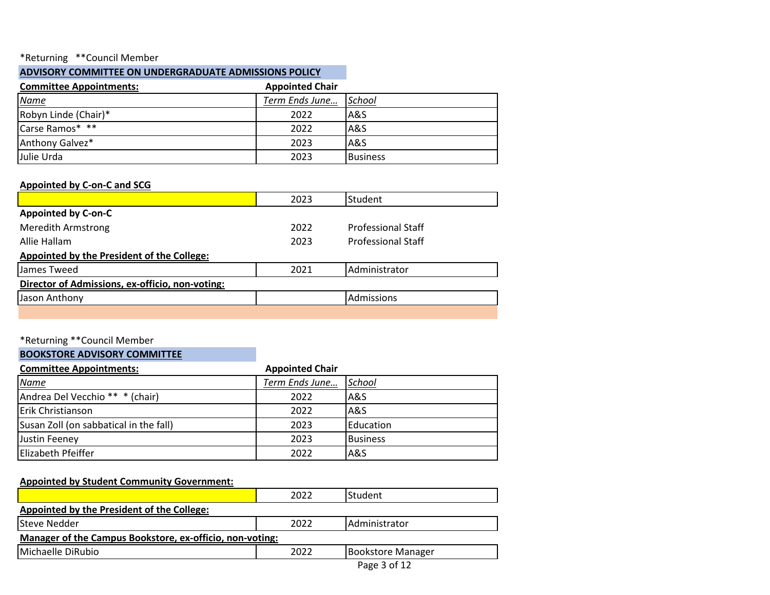*Returning   **Council Member

## ADVISORY COMMITTEE ON UNDERGRADUATE ADMISSIONS POLICY

**Committee Appointments:** **Appointed Chair**

| *Name* | *Term Ends June…* | *School* |
|---|---|---|
| Robyn Linde (Chair)* | 2022 | A&S |
| Carse Ramos*  ** | 2022 | A&S |
| Anthony Galvez* | 2023 | A&S |
| Julie Urda | 2023 | Business |

**Appointed by C-on-C and SCG**

| | | |
|---|---|---|
| | 2023 | Student |

**Appointed by C-on-C**

| | | |
|---|---|---|
| Meredith Armstrong | 2022 | Professional Staff |
| Allie Hallam | 2023 | Professional Staff |

**Appointed by the President of the College:**

| | | |
|---|---|---|
| James Tweed | 2021 | Administrator |

**Director of Admissions, ex-officio, non-voting:**

| | | |
|---|---|---|
| Jason Anthony | | Admissions |

*Returning **Council Member

## BOOKSTORE ADVISORY COMMITTEE

**Committee Appointments:** **Appointed Chair**

| *Name* | *Term Ends June…* | *School* |
|---|---|---|
| Andrea Del Vecchio **  * (chair) | 2022 | A&S |
| Erik Christianson | 2022 | A&S |
| Susan Zoll (on sabbatical in the fall) | 2023 | Education |
| Justin Feeney | 2023 | Business |
| Elizabeth Pfeiffer | 2022 | A&S |

**Appointed by Student Community Government:**

| | | |
|---|---|---|
| | 2022 | Student |

**Appointed by the President of the College:**

| | | |
|---|---|---|
| Steve Nedder | 2022 | Administrator |

**Manager of the Campus Bookstore, ex-officio, non-voting:**

| | | |
|---|---|---|
| Michaelle DiRubio | 2022 | Bookstore Manager |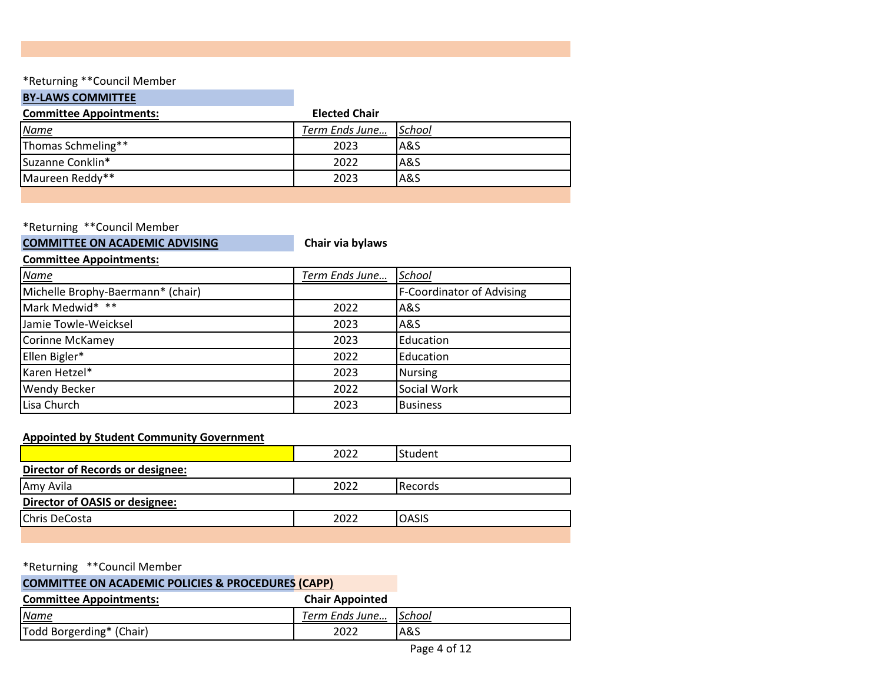*Returning **Council Member

**BY-LAWS COMMITTEE**

**Committee Appointments:** **Elected Chair**

| *Name* | *Term Ends June…* | *School* |
|---|---|---|
| Thomas Schmeling** | 2023 | A&S |
| Suzanne Conklin* | 2022 | A&S |
| Maureen Reddy** | 2023 | A&S |

*Returning **Council Member

**COMMITTEE ON ACADEMIC ADVISING** **Chair via bylaws**

**Committee Appointments:**

| *Name* | *Term Ends June…* | *School* |
|---|---|---|
| Michelle Brophy-Baermann* (chair) | | F-Coordinator of Advising |
| Mark Medwid* ** | 2022 | A&S |
| Jamie Towle-Weicksel | 2023 | A&S |
| Corinne McKamey | 2023 | Education |
| Ellen Bigler* | 2022 | Education |
| Karen Hetzel* | 2023 | Nursing |
| Wendy Becker | 2022 | Social Work |
| Lisa Church | 2023 | Business |

**Appointed by Student Community Government**

| | | |
|---|---|---|
| | 2022 | Student |
| **Director of Records or designee:** | | |
| Amy Avila | 2022 | Records |
| **Director of OASIS or designee:** | | |
| Chris DeCosta | 2022 | OASIS |

*Returning **Council Member

**COMMITTEE ON ACADEMIC POLICIES & PROCEDURES (CAPP)**

**Committee Appointments:** **Chair Appointed**

| *Name* | *Term Ends June…* | *School* |
|---|---|---|
| Todd Borgerding* (Chair) | 2022 | A&S |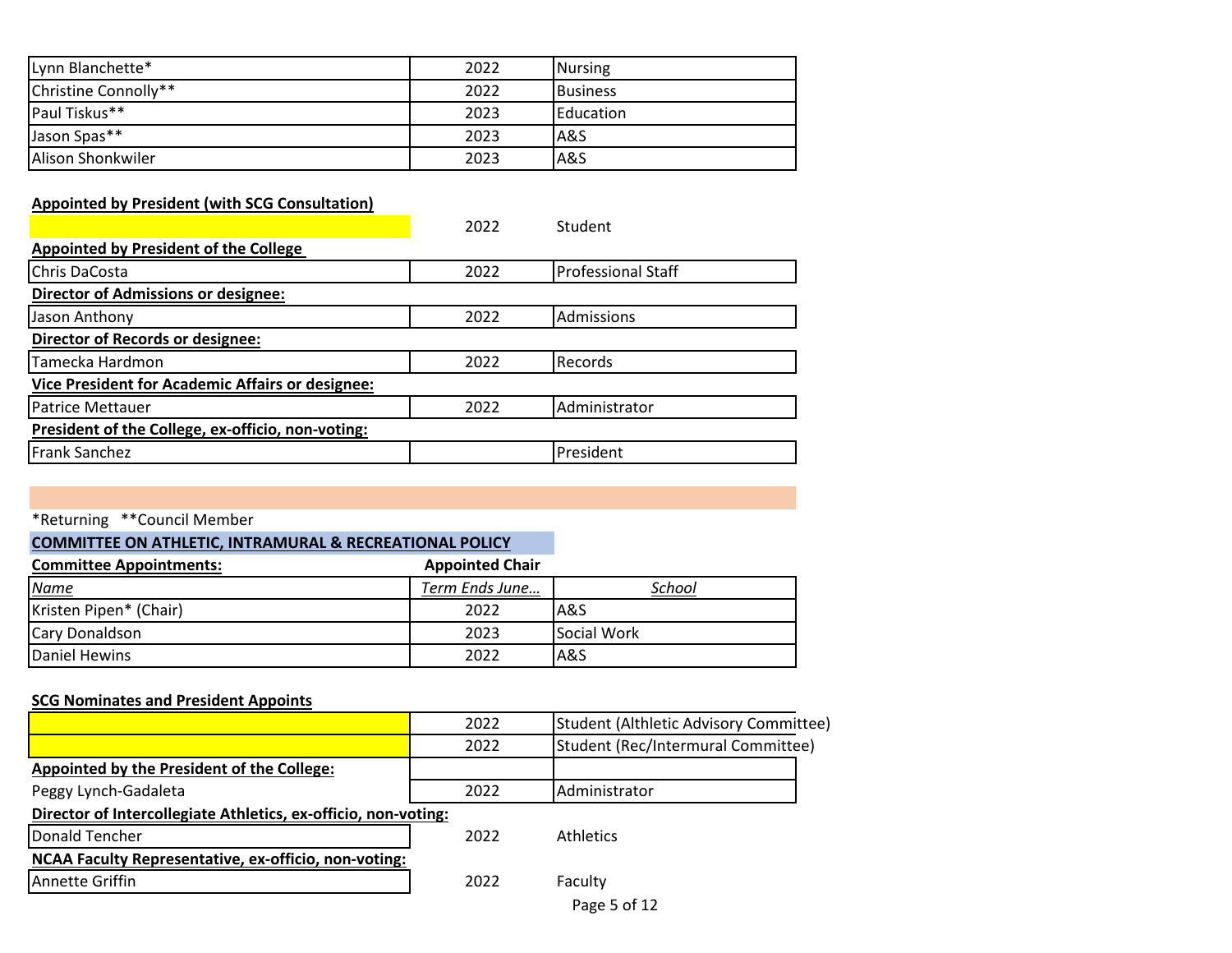| | | |
|---|---|---|
| Lynn Blanchette* | 2022 | Nursing |
| Christine Connolly** | 2022 | Business |
| Paul Tiskus** | 2023 | Education |
| Jason Spas** | 2023 | A&S |
| Alison Shonkwiler | 2023 | A&S |

**Appointed by President (with SCG Consultation)**

| | | |
|---|---|---|
| | 2022 | Student |

**Appointed by President of the College**

| | | |
|---|---|---|
| Chris DaCosta | 2022 | Professional Staff |

**Director of Admissions or designee:**

| | | |
|---|---|---|
| Jason Anthony | 2022 | Admissions |

**Director of Records or designee:**

| | | |
|---|---|---|
| Tamecka Hardmon | 2022 | Records |

**Vice President for Academic Affairs or designee:**

| | | |
|---|---|---|
| Patrice Mettauer | 2022 | Administrator |

**President of the College, ex-officio, non-voting:**

| | | |
|---|---|---|
| Frank Sanchez | | President |

*Returning **Council Member

## COMMITTEE ON ATHLETIC, INTRAMURAL & RECREATIONAL POLICY

**Committee Appointments:** **Appointed Chair**

| *Name* | *Term Ends June…* | *School* |
|---|---|---|
| Kristen Pipen* (Chair) | 2022 | A&S |
| Cary Donaldson | 2023 | Social Work |
| Daniel Hewins | 2022 | A&S |

**SCG Nominates and President Appoints**

| | | |
|---|---|---|
| | 2022 | Student (Althletic Advisory Committee) |
| | 2022 | Student (Rec/Intermural Committee) |

**Appointed by the President of the College:**

| | | |
|---|---|---|
| Peggy Lynch-Gadaleta | 2022 | Administrator |

**Director of Intercollegiate Athletics, ex-officio, non-voting:**

| | | |
|---|---|---|
| Donald Tencher | 2022 | Athletics |

**NCAA Faculty Representative, ex-officio, non-voting:**

| | | |
|---|---|---|
| Annette Griffin | 2022 | Faculty |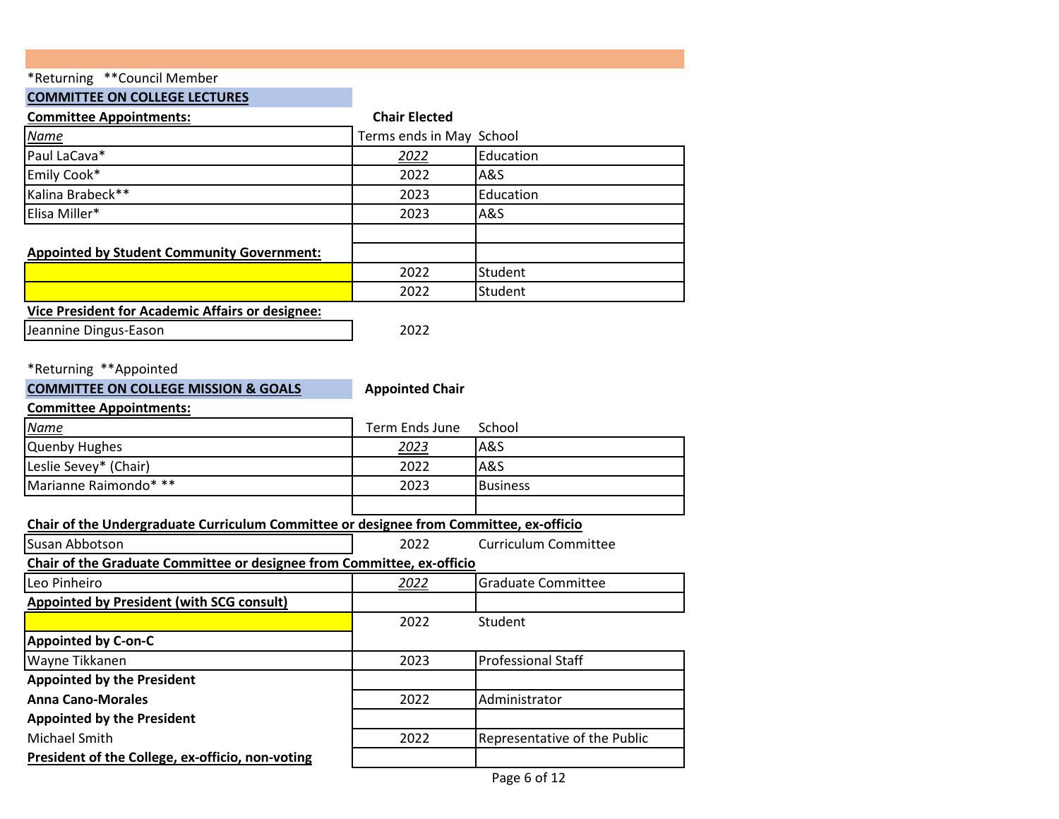*Returning **Council Member

## COMMITTEE ON COLLEGE LECTURES

**Committee Appointments:** **Chair Elected**

| *Name* | Terms ends in May | School |
|---|---|---|
| Paul LaCava* | *2022* | Education |
| Emily Cook* | 2022 | A&S |
| Kalina Brabeck** | 2023 | Education |
| Elisa Miller* | 2023 | A&S |
| | | |
| **Appointed by Student Community Government:** | | |
| | 2022 | Student |
| | 2022 | Student |
| **Vice President for Academic Affairs or designee:** | | |
| Jeannine Dingus-Eason | 2022 | |

*Returning **Appointed

## COMMITTEE ON COLLEGE MISSION & GOALS

**Appointed Chair**

**Committee Appointments:**

| *Name* | Term Ends June | School |
|---|---|---|
| Quenby Hughes | *2023* | A&S |
| Leslie Sevey* (Chair) | 2022 | A&S |
| Marianne Raimondo* ** | 2023 | Business |
| | | |
| **Chair of the Undergraduate Curriculum Committee or designee from Committee, ex-officio** | | |
| Susan Abbotson | 2022 | Curriculum Committee |
| **Chair of the Graduate Committee or designee from Committee, ex-officio** | | |
| Leo Pinheiro | *2022* | Graduate Committee |
| **Appointed by President (with SCG consult)** | | |
| | 2022 | Student |
| **Appointed by C-on-C** | | |
| Wayne Tikkanen | 2023 | Professional Staff |
| **Appointed by the President** | | |
| **Anna Cano-Morales** | 2022 | Administrator |
| **Appointed by the President** | | |
| Michael Smith | 2022 | Representative of the Public |
| **President of the College, ex-officio, non-voting** | | |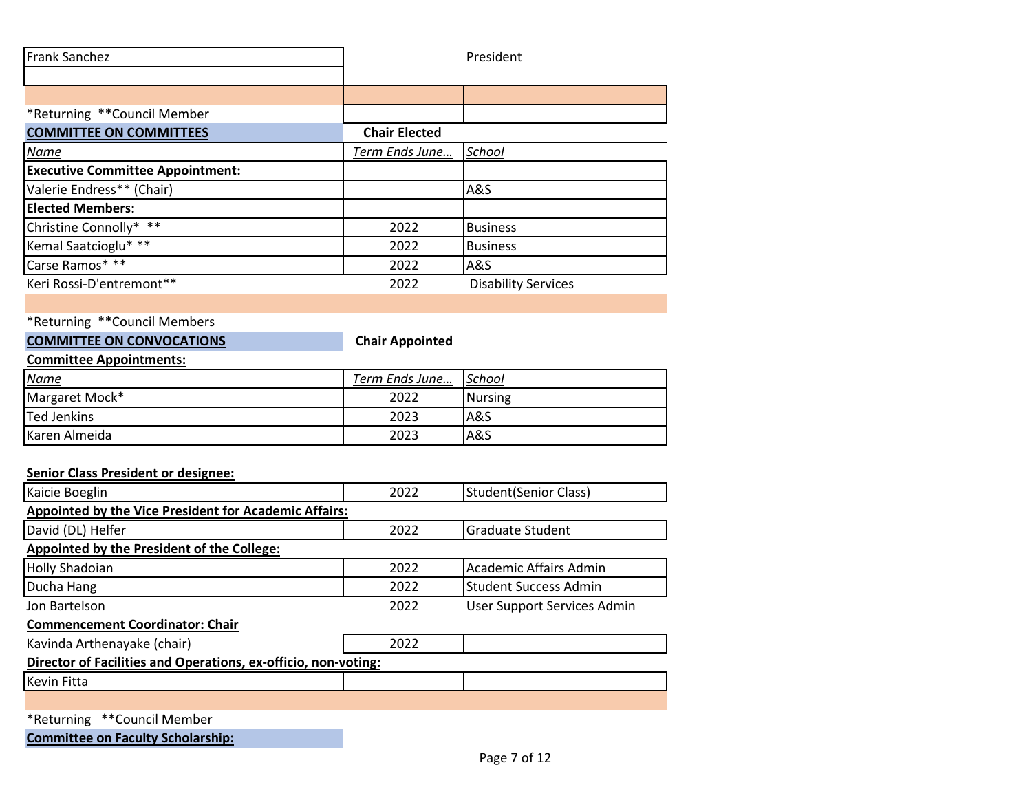| Frank Sanchez | | President |
|---|---|---|

*Returning **Council Member

## COMMITTEE ON COMMITTEES

**Chair Elected**

| *Name* | *Term Ends June...* | *School* |
|---|---|---|
| **Executive Committee Appointment:** | | |
| Valerie Endress** (Chair) | | A&S |
| **Elected Members:** | | |
| Christine Connolly* ** | 2022 | Business |
| Kemal Saatcioglu* ** | 2022 | Business |
| Carse Ramos* ** | 2022 | A&S |
| Keri Rossi-D'entremont** | 2022 | Disability Services |

*Returning **Council Members

## COMMITTEE ON CONVOCATIONS

**Chair Appointed**

**Committee Appointments:**

| *Name* | *Term Ends June...* | *School* |
|---|---|---|
| Margaret Mock* | 2022 | Nursing |
| Ted Jenkins | 2023 | A&S |
| Karen Almeida | 2023 | A&S |
| **Senior Class President or designee:** | | |
| Kaicie Boeglin | 2022 | Student(Senior Class) |
| **Appointed by the Vice President for Academic Affairs:** | | |
| David (DL) Helfer | 2022 | Graduate Student |
| **Appointed by the President of the College:** | | |
| Holly Shadoian | 2022 | Academic Affairs Admin |
| Ducha Hang | 2022 | Student Success Admin |
| Jon Bartelson | 2022 | User Support Services Admin |
| **Commencement Coordinator: Chair** | | |
| Kavinda Arthenayake (chair) | 2022 | |
| **Director of Facilities and Operations, ex-officio, non-voting:** | | |
| Kevin Fitta | | |

*Returning **Council Member

## Committee on Faculty Scholarship: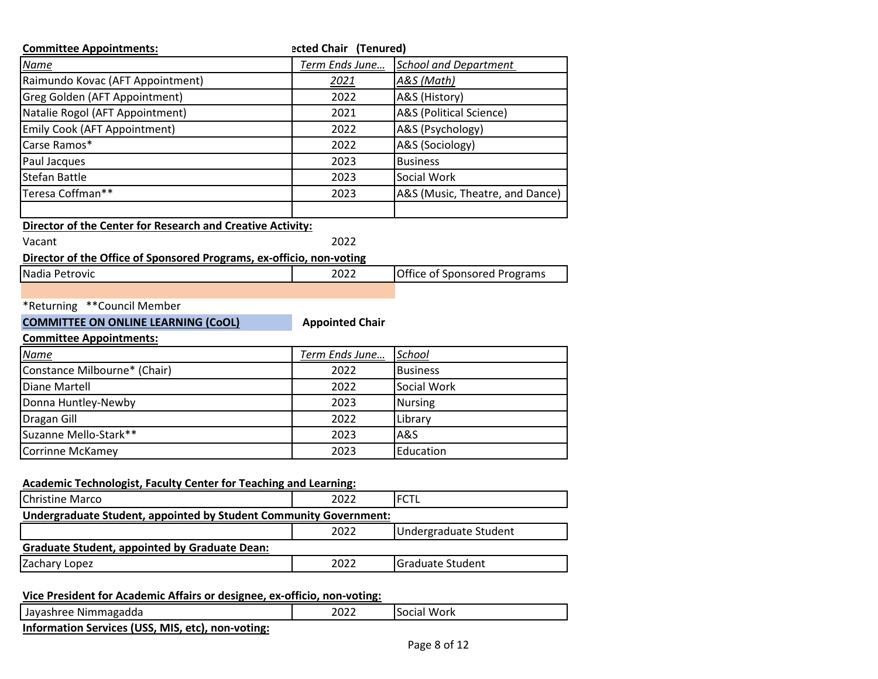**Committee Appointments:** ected Chair (Tenured)

| *Name* | *Term Ends June…* | *School and Department* |
|---|---|---|
| Raimundo Kovac (AFT Appointment) | *2021* | *A&S (Math)* |
| Greg Golden (AFT Appointment) | 2022 | A&S (History) |
| Natalie Rogol (AFT Appointment) | 2021 | A&S (Political Science) |
| Emily Cook (AFT Appointment) | 2022 | A&S (Psychology) |
| Carse Ramos* | 2022 | A&S (Sociology) |
| Paul Jacques | 2023 | Business |
| Stefan Battle | 2023 | Social Work |
| Teresa Coffman** | 2023 | A&S (Music, Theatre, and Dance) |
| | | |

**Director of the Center for Research and Creative Activity:**

Vacant 2022

**Director of the Office of Sponsored Programs, ex-officio, non-voting**

| Nadia Petrovic | 2022 | Office of Sponsored Programs |
|---|---|---|

*Returning **Council Member

**COMMITTEE ON ONLINE LEARNING (CoOL)** **Appointed Chair**

**Committee Appointments:**

| *Name* | *Term Ends June…* | *School* |
|---|---|---|
| Constance Milbourne* (Chair) | 2022 | Business |
| Diane Martell | 2022 | Social Work |
| Donna Huntley-Newby | 2023 | Nursing |
| Dragan Gill | 2022 | Library |
| Suzanne Mello-Stark** | 2023 | A&S |
| Corrinne McKamey | 2023 | Education |

**Academic Technologist, Faculty Center for Teaching and Learning:**

| Christine Marco | 2022 | FCTL |
|---|---|---|

**Undergraduate Student, appointed by Student Community Government:**

| | 2022 | Undergraduate Student |
|---|---|---|

**Graduate Student, appointed by Graduate Dean:**

| Zachary Lopez | 2022 | Graduate Student |
|---|---|---|

**Vice President for Academic Affairs or designee, ex-officio, non-voting:**

| Jayashree Nimmagadda | 2022 | Social Work |
|---|---|---|

**Information Services (USS, MIS, etc), non-voting:**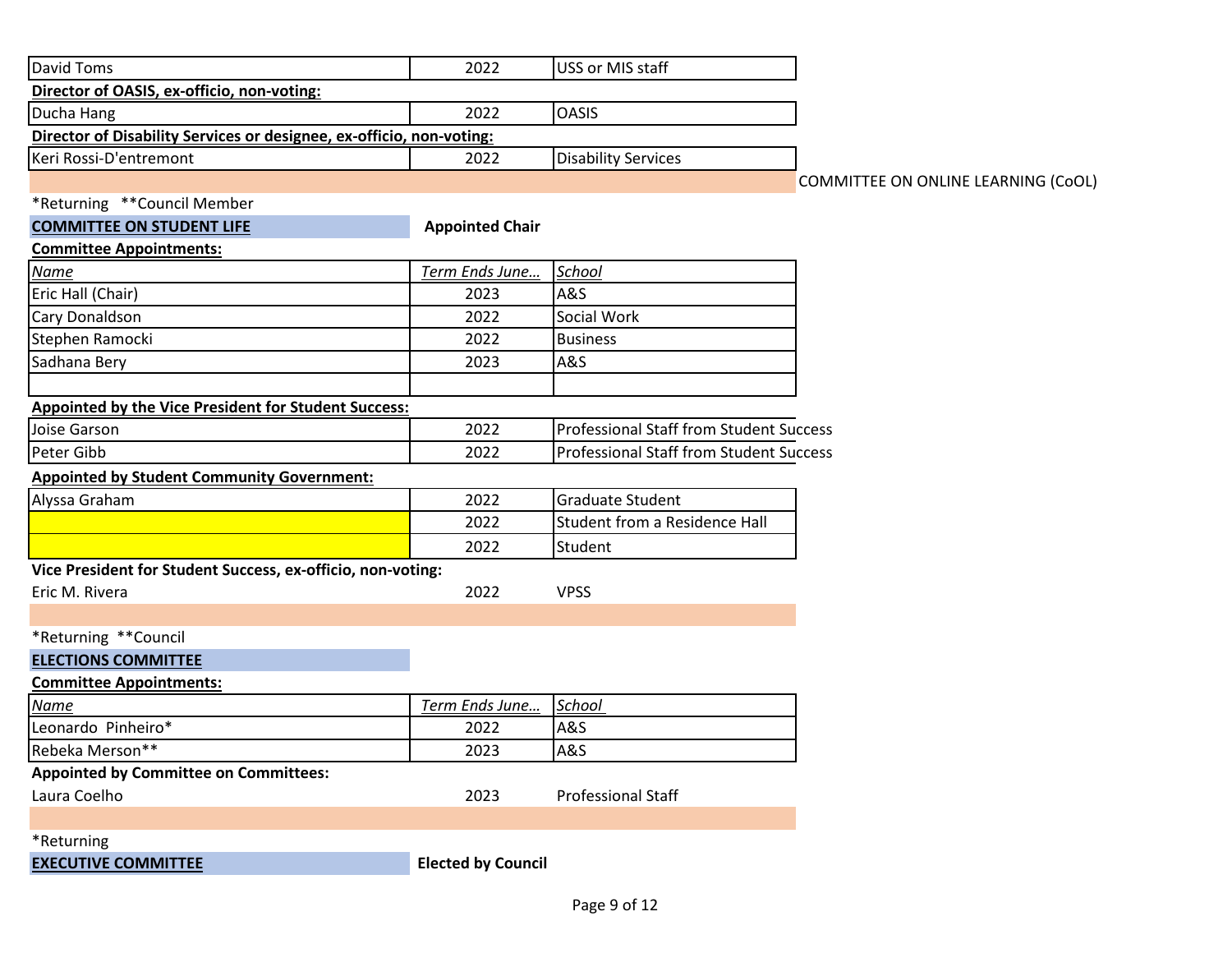| David Toms | 2022 | USS or MIS staff |
|---|---|---|

**Director of OASIS, ex-officio, non-voting:**

| Ducha Hang | 2022 | OASIS |
|---|---|---|

**Director of Disability Services or designee, ex-officio, non-voting:**

| Keri Rossi-D'entremont | 2022 | Disability Services |
|---|---|---|

COMMITTEE ON ONLINE LEARNING (CoOL)

*Returning **Council Member

**COMMITTEE ON STUDENT LIFE** **Appointed Chair**

**Committee Appointments:**

| *Name* | *Term Ends June…* | *School* |
|---|---|---|
| Eric Hall (Chair) | 2023 | A&S |
| Cary Donaldson | 2022 | Social Work |
| Stephen Ramocki | 2022 | Business |
| Sadhana Bery | 2023 | A&S |
| | | |

**Appointed by the Vice President for Student Success:**

| Joise Garson | 2022 | Professional Staff from Student Success |
|---|---|---|
| Peter Gibb | 2022 | Professional Staff from Student Success |

**Appointed by Student Community Government:**

| Alyssa Graham | 2022 | Graduate Student |
|---|---|---|
| | 2022 | Student from a Residence Hall |
| | 2022 | Student |

**Vice President for Student Success, ex-officio, non-voting:**

| Eric M. Rivera | 2022 | VPSS |
|---|---|---|

*Returning **Council

**ELECTIONS COMMITTEE**

**Committee Appointments:**

| *Name* | *Term Ends June…* | *School* |
|---|---|---|
| Leonardo Pinheiro* | 2022 | A&S |
| Rebeka Merson** | 2023 | A&S |

**Appointed by Committee on Committees:**

| Laura Coelho | 2023 | Professional Staff |
|---|---|---|

*Returning

**EXECUTIVE COMMITTEE** **Elected by Council**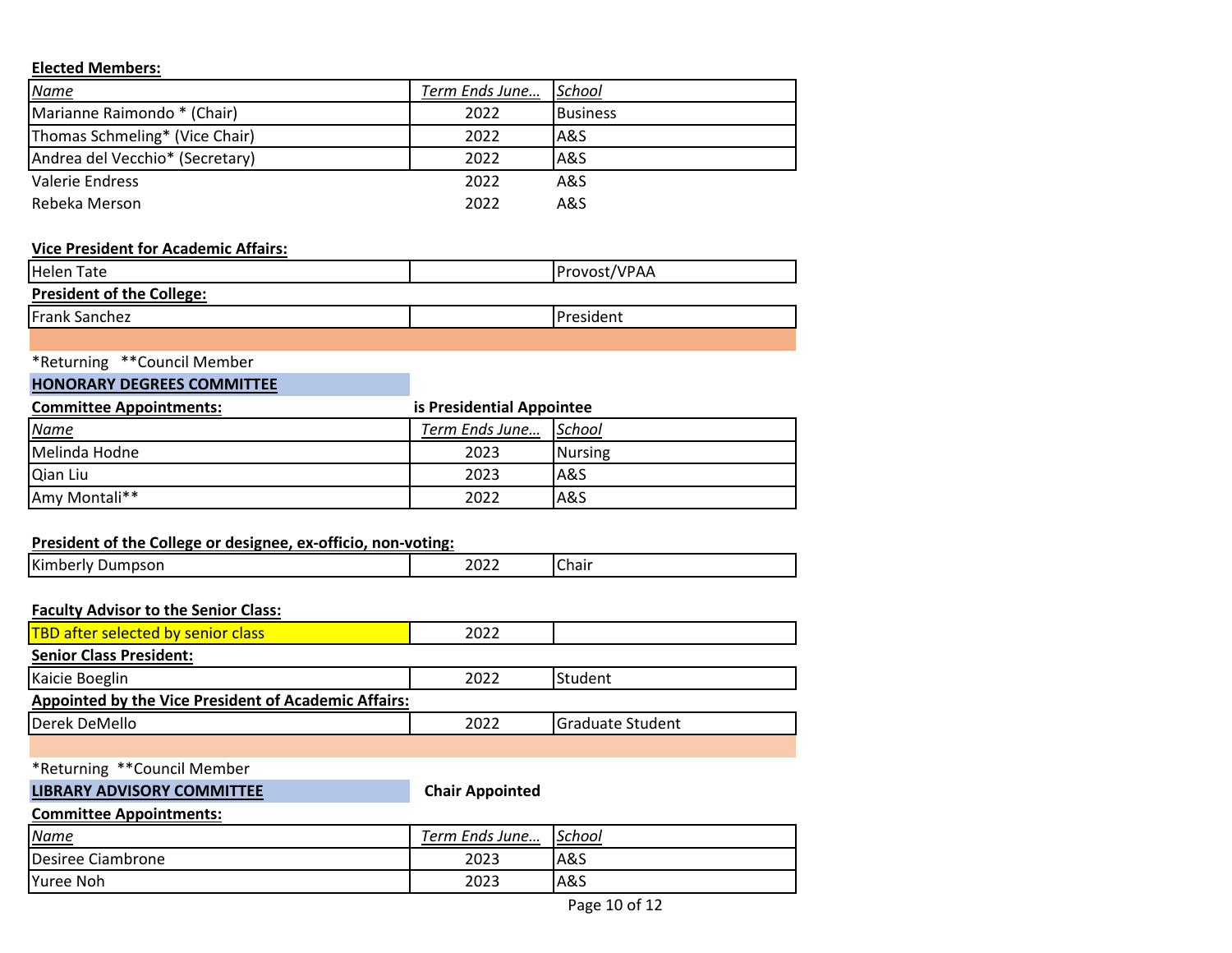**Elected Members:**

| *Name* | *Term Ends June…* | *School* |
|---|---|---|
| Marianne Raimondo * (Chair) | 2022 | Business |
| Thomas Schmeling* (Vice Chair) | 2022 | A&S |
| Andrea del Vecchio* (Secretary) | 2022 | A&S |
| Valerie Endress | 2022 | A&S |
| Rebeka Merson | 2022 | A&S |

**Vice President for Academic Affairs:**

| | | |
|---|---|---|
| Helen Tate | | Provost/VPAA |

**President of the College:**

| | | |
|---|---|---|
| Frank Sanchez | | President |

*Returning **Council Member

## HONORARY DEGREES COMMITTEE

**Committee Appointments:** **is Presidential Appointee**

| *Name* | *Term Ends June…* | *School* |
|---|---|---|
| Melinda Hodne | 2023 | Nursing |
| Qian Liu | 2023 | A&S |
| Amy Montali** | 2022 | A&S |

**President of the College or designee, ex-officio, non-voting:**

| | | |
|---|---|---|
| Kimberly Dumpson | 2022 | Chair |

**Faculty Advisor to the Senior Class:**

| | | |
|---|---|---|
| TBD after selected by senior class | 2022 | |

**Senior Class President:**

| | | |
|---|---|---|
| Kaicie Boeglin | 2022 | Student |

**Appointed by the Vice President of Academic Affairs:**

| | | |
|---|---|---|
| Derek DeMello | 2022 | Graduate Student |

*Returning **Council Member

## LIBRARY ADVISORY COMMITTEE

**Chair Appointed**

**Committee Appointments:**

| *Name* | *Term Ends June…* | *School* |
|---|---|---|
| Desiree Ciambrone | 2023 | A&S |
| Yuree Noh | 2023 | A&S |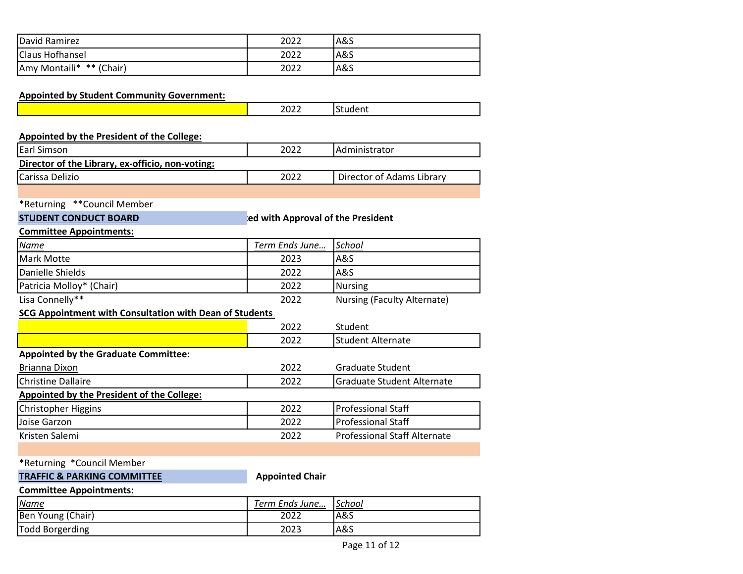| | | |
|---|---|---|
| David Ramirez | 2022 | A&S |
| Claus Hofhansel | 2022 | A&S |
| Amy Montaili* ** (Chair) | 2022 | A&S |

**Appointed by Student Community Government:**

| | | |
|---|---|---|
| | 2022 | Student |

**Appointed by the President of the College:**

| | | |
|---|---|---|
| Earl Simson | 2022 | Administrator |

**Director of the Library, ex-officio, non-voting:**

| | | |
|---|---|---|
| Carissa Delizio | 2022 | Director of Adams Library |

*Returning **Council Member

**STUDENT CONDUCT BOARD** **:ed with Approval of the President**

**Committee Appointments:**

| *Name* | *Term Ends June...* | *School* |
|---|---|---|
| Mark Motte | 2023 | A&S |
| Danielle Shields | 2022 | A&S |
| Patricia Molloy* (Chair) | 2022 | Nursing |
| Lisa Connelly** | 2022 | Nursing (Faculty Alternate) |

**SCG Appointment with Consultation with Dean of Students**

| | | |
|---|---|---|
| | 2022 | Student |
| | 2022 | Student Alternate |

**Appointed by the Graduate Committee:**

| | | |
|---|---|---|
| Brianna Dixon | 2022 | Graduate Student |
| Christine Dallaire | 2022 | Graduate Student Alternate |

**Appointed by the President of the College:**

| | | |
|---|---|---|
| Christopher Higgins | 2022 | Professional Staff |
| Joise Garzon | 2022 | Professional Staff |
| Kristen Salemi | 2022 | Professional Staff Alternate |

*Returning *Council Member

**TRAFFIC & PARKING COMMITTEE** **Appointed Chair**

**Committee Appointments:**

| *Name* | *Term Ends June...* | *School* |
|---|---|---|
| Ben Young (Chair) | 2022 | A&S |
| Todd Borgerding | 2023 | A&S |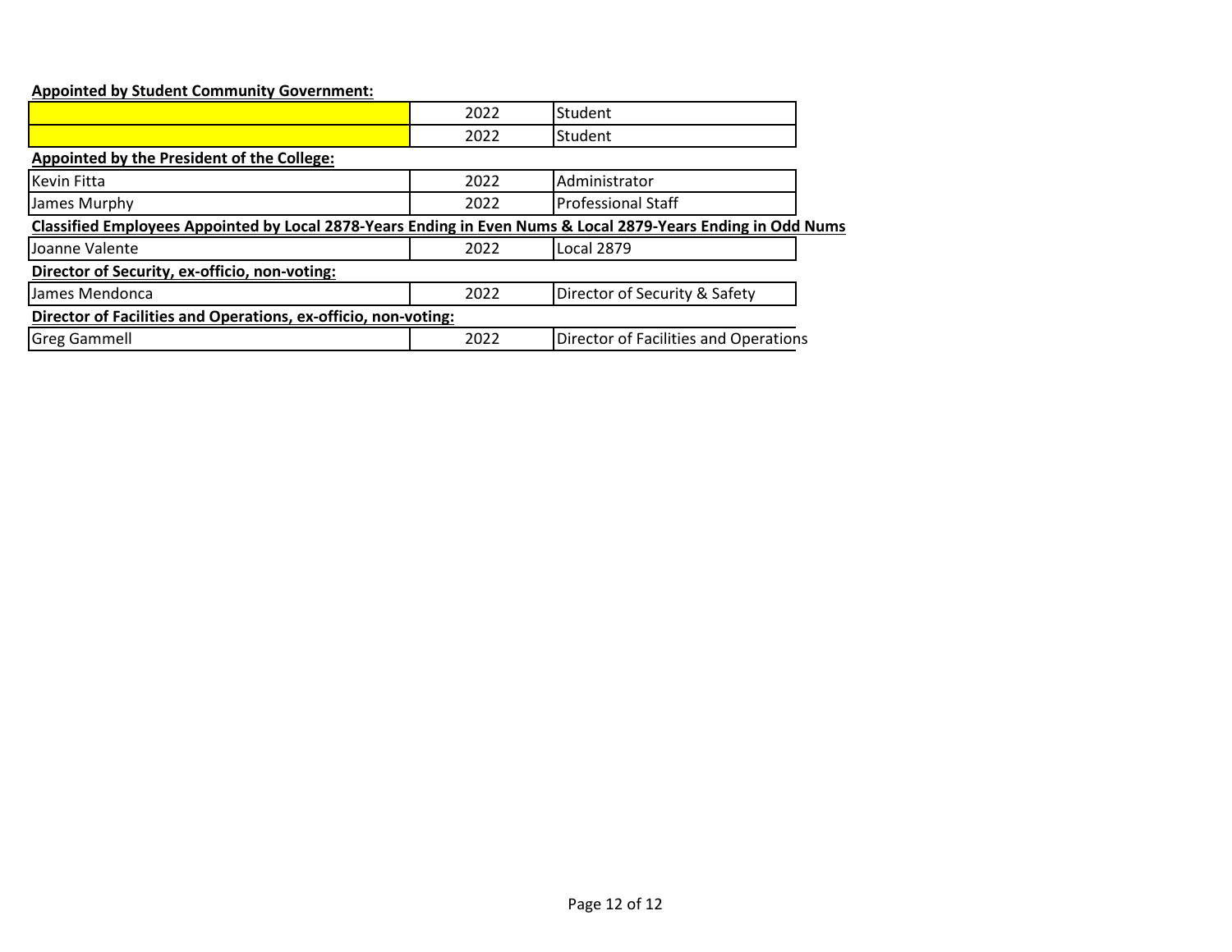**Appointed by Student Community Government:**

| | | |
|---|---|---|
| | 2022 | Student |
| | 2022 | Student |

**Appointed by the President of the College:**

| | | |
|---|---|---|
| Kevin Fitta | 2022 | Administrator |
| James Murphy | 2022 | Professional Staff |

**Classified Employees Appointed by Local 2878-Years Ending in Even Nums & Local 2879-Years Ending in Odd Nums**

| | | |
|---|---|---|
| Joanne Valente | 2022 | Local 2879 |

**Director of Security, ex-officio, non-voting:**

| | | |
|---|---|---|
| James Mendonca | 2022 | Director of Security & Safety |

**Director of Facilities and Operations, ex-officio, non-voting:**

| | | |
|---|---|---|
| Greg Gammell | 2022 | Director of Facilities and Operations |